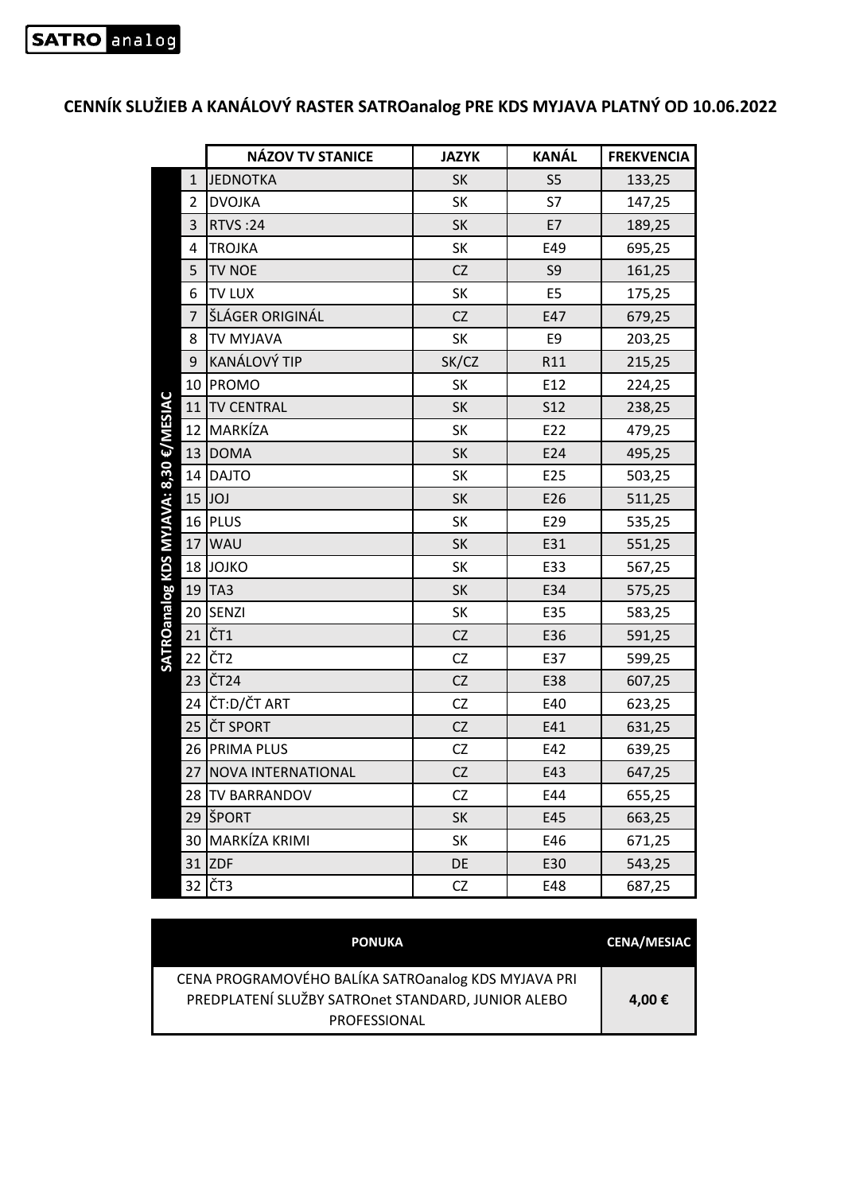SATRO analog

# CENNÍK SLUŽIEB A KANÁLOVÝ RASTER SATROanalog PRE KDS MYJAVA PLATNÝ OD 10.06.2022

| SATROanalog KDS MYJAVA: 8,30 €/MESIAC | | NÁZOV TV STANICE | JAZYK | KANÁL | FREKVENCIA |
|---|---|---|---|---|---|
| | 1 | JEDNOTKA | SK | S5 | 133,25 |
| | 2 | DVOJKA | SK | S7 | 147,25 |
| | 3 | RTVS :24 | SK | E7 | 189,25 |
| | 4 | TROJKA | SK | E49 | 695,25 |
| | 5 | TV NOE | CZ | S9 | 161,25 |
| | 6 | TV LUX | SK | E5 | 175,25 |
| | 7 | ŠLÁGER ORIGINÁL | CZ | E47 | 679,25 |
| | 8 | TV MYJAVA | SK | E9 | 203,25 |
| | 9 | KANÁLOVÝ TIP | SK/CZ | R11 | 215,25 |
| | 10 | PROMO | SK | E12 | 224,25 |
| | 11 | TV CENTRAL | SK | S12 | 238,25 |
| | 12 | MARKÍZA | SK | E22 | 479,25 |
| | 13 | DOMA | SK | E24 | 495,25 |
| | 14 | DAJTO | SK | E25 | 503,25 |
| | 15 | JOJ | SK | E26 | 511,25 |
| | 16 | PLUS | SK | E29 | 535,25 |
| | 17 | WAU | SK | E31 | 551,25 |
| | 18 | JOJKO | SK | E33 | 567,25 |
| | 19 | TA3 | SK | E34 | 575,25 |
| | 20 | SENZI | SK | E35 | 583,25 |
| | 21 | ČT1 | CZ | E36 | 591,25 |
| | 22 | ČT2 | CZ | E37 | 599,25 |
| | 23 | ČT24 | CZ | E38 | 607,25 |
| | 24 | ČT:D/ČT ART | CZ | E40 | 623,25 |
| | 25 | ČT SPORT | CZ | E41 | 631,25 |
| | 26 | PRIMA PLUS | CZ | E42 | 639,25 |
| | 27 | NOVA INTERNATIONAL | CZ | E43 | 647,25 |
| | 28 | TV BARRANDOV | CZ | E44 | 655,25 |
| | 29 | ŠPORT | SK | E45 | 663,25 |
| | 30 | MARKÍZA KRIMI | SK | E46 | 671,25 |
| | 31 | ZDF | DE | E30 | 543,25 |
| | 32 | ČT3 | CZ | E48 | 687,25 |

| PONUKA | CENA/MESIAC |
|---|---|
| CENA PROGRAMOVÉHO BALÍKA SATROanalog KDS MYJAVA PRI PREDPLATENÍ SLUŽBY SATROnet STANDARD, JUNIOR ALEBO PROFESSIONAL | **4,00 €** |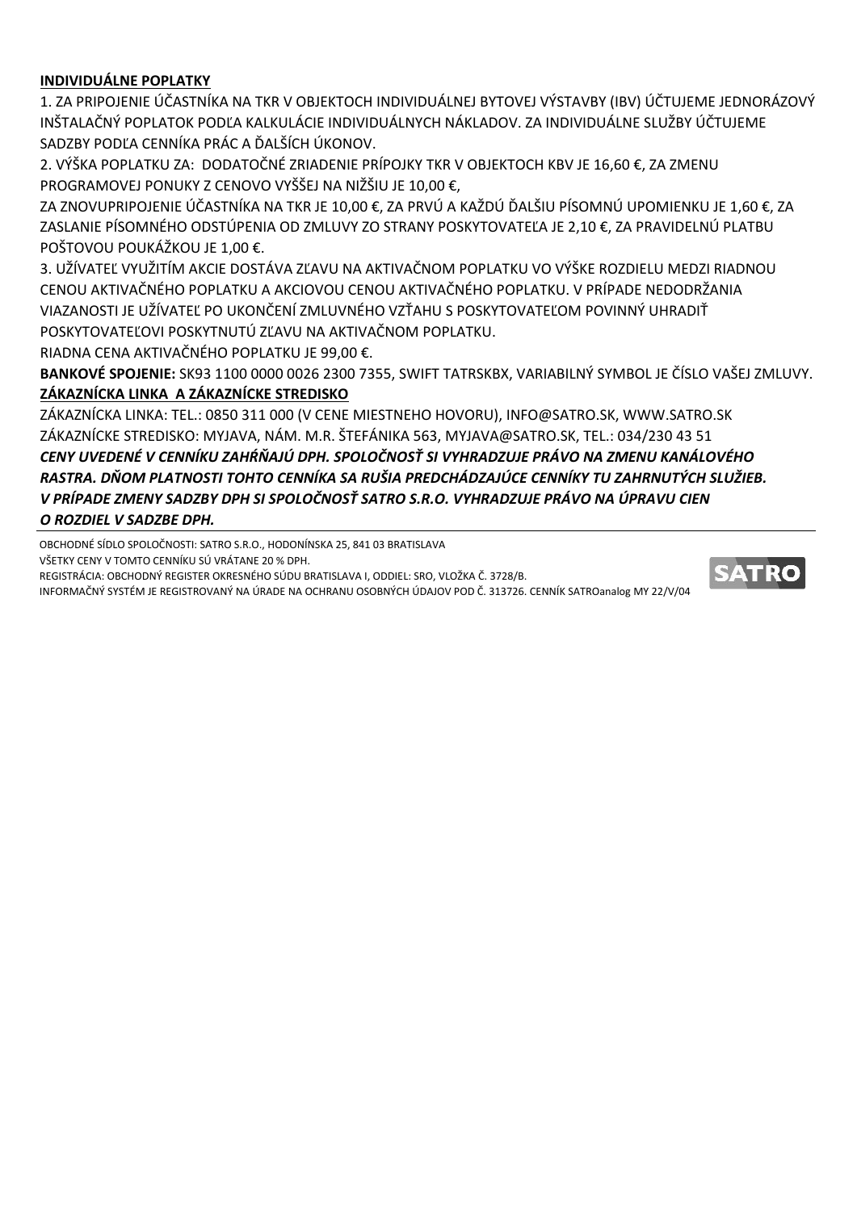**INDIVIDUÁLNE POPLATKY**

1. ZA PRIPOJENIE ÚČASTNÍKA NA TKR V OBJEKTOCH INDIVIDUÁLNEJ BYTOVEJ VÝSTAVBY (IBV) ÚČTUJEME JEDNORÁZOVÝ INŠTALAČNÝ POPLATOK PODĽA KALKULÁCIE INDIVIDUÁLNYCH NÁKLADOV. ZA INDIVIDUÁLNE SLUŽBY ÚČTUJEME SADZBY PODĽA CENNÍKA PRÁC A ĎALŠÍCH ÚKONOV.

2. VÝŠKA POPLATKU ZA: DODATOČNÉ ZRIADENIE PRÍPOJKY TKR V OBJEKTOCH KBV JE 16,60 €, ZA ZMENU PROGRAMOVEJ PONUKY Z CENOVO VYŠŠEJ NA NIŽŠIU JE 10,00 €,
ZA ZNOVUPRIPOJENIE ÚČASTNÍKA NA TKR JE 10,00 €, ZA PRVÚ A KAŽDÚ ĎALŠIU PÍSOMNÚ UPOMIENKU JE 1,60 €, ZA ZASLANIE PÍSOMNÉHO ODSTÚPENIA OD ZMLUVY ZO STRANY POSKYTOVATEĽA JE 2,10 €, ZA PRAVIDELNÚ PLATBU POŠTOVOU POUKÁŽKOU JE 1,00 €.

3. UŽÍVATEĽ VYUŽITÍM AKCIE DOSTÁVA ZĽAVU NA AKTIVAČNOM POPLATKU VO VÝŠKE ROZDIELU MEDZI RIADNOU CENOU AKTIVAČNÉHO POPLATKU A AKCIOVOU CENOU AKTIVAČNÉHO POPLATKU. V PRÍPADE NEDODRŽANIA VIAZANOSTI JE UŽÍVATEĽ PO UKONČENÍ ZMLUVNÉHO VZŤAHU S POSKYTOVATEĽOM POVINNÝ UHRADIŤ POSKYTOVATEĽOVI POSKYTNUTÚ ZĽAVU NA AKTIVAČNOM POPLATKU.
RIADNA CENA AKTIVAČNÉHO POPLATKU JE 99,00 €.

**BANKOVÉ SPOJENIE:** SK93 1100 0000 0026 2300 7355, SWIFT TATRSKBX, VARIABILNÝ SYMBOL JE ČÍSLO VAŠEJ ZMLUVY.

**ZÁKAZNÍCKA LINKA A ZÁKAZNÍCKE STREDISKO**

ZÁKAZNÍCKA LINKA: TEL.: 0850 311 000 (V CENE MIESTNEHO HOVORU), INFO@SATRO.SK, WWW.SATRO.SK
ZÁKAZNÍCKE STREDISKO: MYJAVA, NÁM. M.R. ŠTEFÁNIKA 563, MYJAVA@SATRO.SK, TEL.: 034/230 43 51

***CENY UVEDENÉ V CENNÍKU ZAHŔŇAJÚ DPH. SPOLOČNOSŤ SI VYHRADZUJE PRÁVO NA ZMENU KANÁLOVÉHO RASTRA. DŇOM PLATNOSTI TOHTO CENNÍKA SA RUŠIA PREDCHÁDZAJÚCE CENNÍKY TU ZAHRNUTÝCH SLUŽIEB. V PRÍPADE ZMENY SADZBY DPH SI SPOLOČNOSŤ SATRO S.R.O. VYHRADZUJE PRÁVO NA ÚPRAVU CIEN O ROZDIEL V SADZBE DPH.***

OBCHODNÉ SÍDLO SPOLOČNOSTI: SATRO S.R.O., HODONÍNSKA 25, 841 03 BRATISLAVA
VŠETKY CENY V TOMTO CENNÍKU SÚ VRÁTANE 20 % DPH.
REGISTRÁCIA: OBCHODNÝ REGISTER OKRESNÉHO SÚDU BRATISLAVA I, ODDIEL: SRO, VLOŽKA Č. 3728/B.
INFORMAČNÝ SYSTÉM JE REGISTROVANÝ NA ÚRADE NA OCHRANU OSOBNÝCH ÚDAJOV POD Č. 313726. CENNÍK SATROanalog MY 22/V/04

SATRO